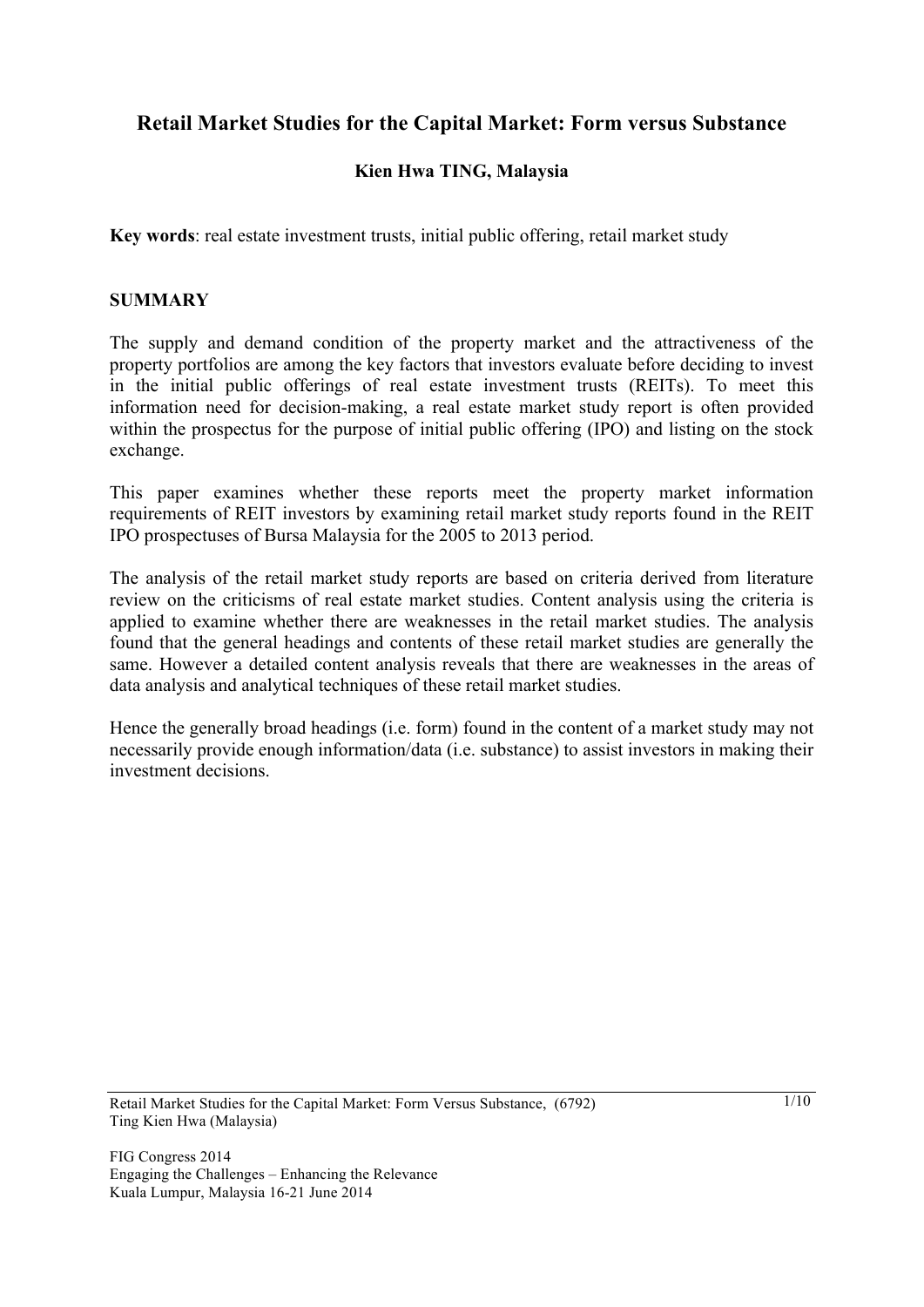# Retail Market Studies for the Capital Market: Form versus Substance

**Kien Hwa TING, Malaysia**

**Key words**: real estate investment trusts, initial public offering, retail market study

## SUMMARY

The supply and demand condition of the property market and the attractiveness of the property portfolios are among the key factors that investors evaluate before deciding to invest in the initial public offerings of real estate investment trusts (REITs). To meet this information need for decision-making, a real estate market study report is often provided within the prospectus for the purpose of initial public offering (IPO) and listing on the stock exchange.

This paper examines whether these reports meet the property market information requirements of REIT investors by examining retail market study reports found in the REIT IPO prospectuses of Bursa Malaysia for the 2005 to 2013 period.

The analysis of the retail market study reports are based on criteria derived from literature review on the criticisms of real estate market studies. Content analysis using the criteria is applied to examine whether there are weaknesses in the retail market studies. The analysis found that the general headings and contents of these retail market studies are generally the same. However a detailed content analysis reveals that there are weaknesses in the areas of data analysis and analytical techniques of these retail market studies.

Hence the generally broad headings (i.e. form) found in the content of a market study may not necessarily provide enough information/data (i.e. substance) to assist investors in making their investment decisions.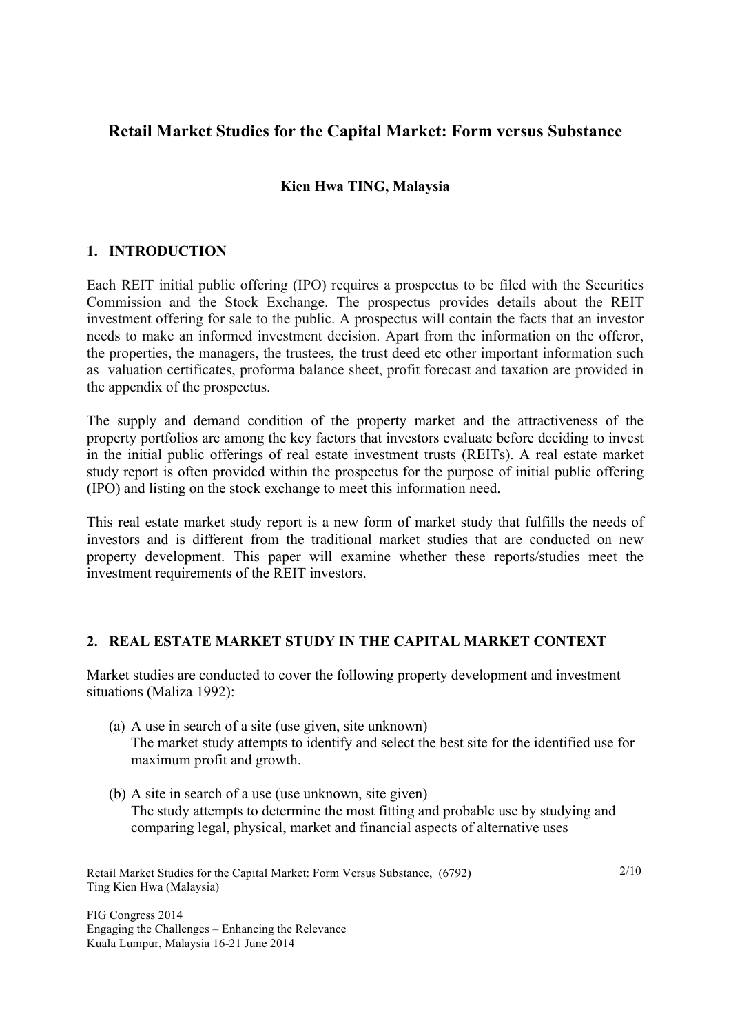# Retail Market Studies for the Capital Market: Form versus Substance

**Kien Hwa TING, Malaysia**

## 1. INTRODUCTION

Each REIT initial public offering (IPO) requires a prospectus to be filed with the Securities Commission and the Stock Exchange. The prospectus provides details about the REIT investment offering for sale to the public. A prospectus will contain the facts that an investor needs to make an informed investment decision. Apart from the information on the offeror, the properties, the managers, the trustees, the trust deed etc other important information such as valuation certificates, proforma balance sheet, profit forecast and taxation are provided in the appendix of the prospectus.

The supply and demand condition of the property market and the attractiveness of the property portfolios are among the key factors that investors evaluate before deciding to invest in the initial public offerings of real estate investment trusts (REITs). A real estate market study report is often provided within the prospectus for the purpose of initial public offering (IPO) and listing on the stock exchange to meet this information need.

This real estate market study report is a new form of market study that fulfills the needs of investors and is different from the traditional market studies that are conducted on new property development. This paper will examine whether these reports/studies meet the investment requirements of the REIT investors.

## 2. REAL ESTATE MARKET STUDY IN THE CAPITAL MARKET CONTEXT

Market studies are conducted to cover the following property development and investment situations (Maliza 1992):

(a) A use in search of a site (use given, site unknown)
The market study attempts to identify and select the best site for the identified use for maximum profit and growth.

(b) A site in search of a use (use unknown, site given)
The study attempts to determine the most fitting and probable use by studying and comparing legal, physical, market and financial aspects of alternative uses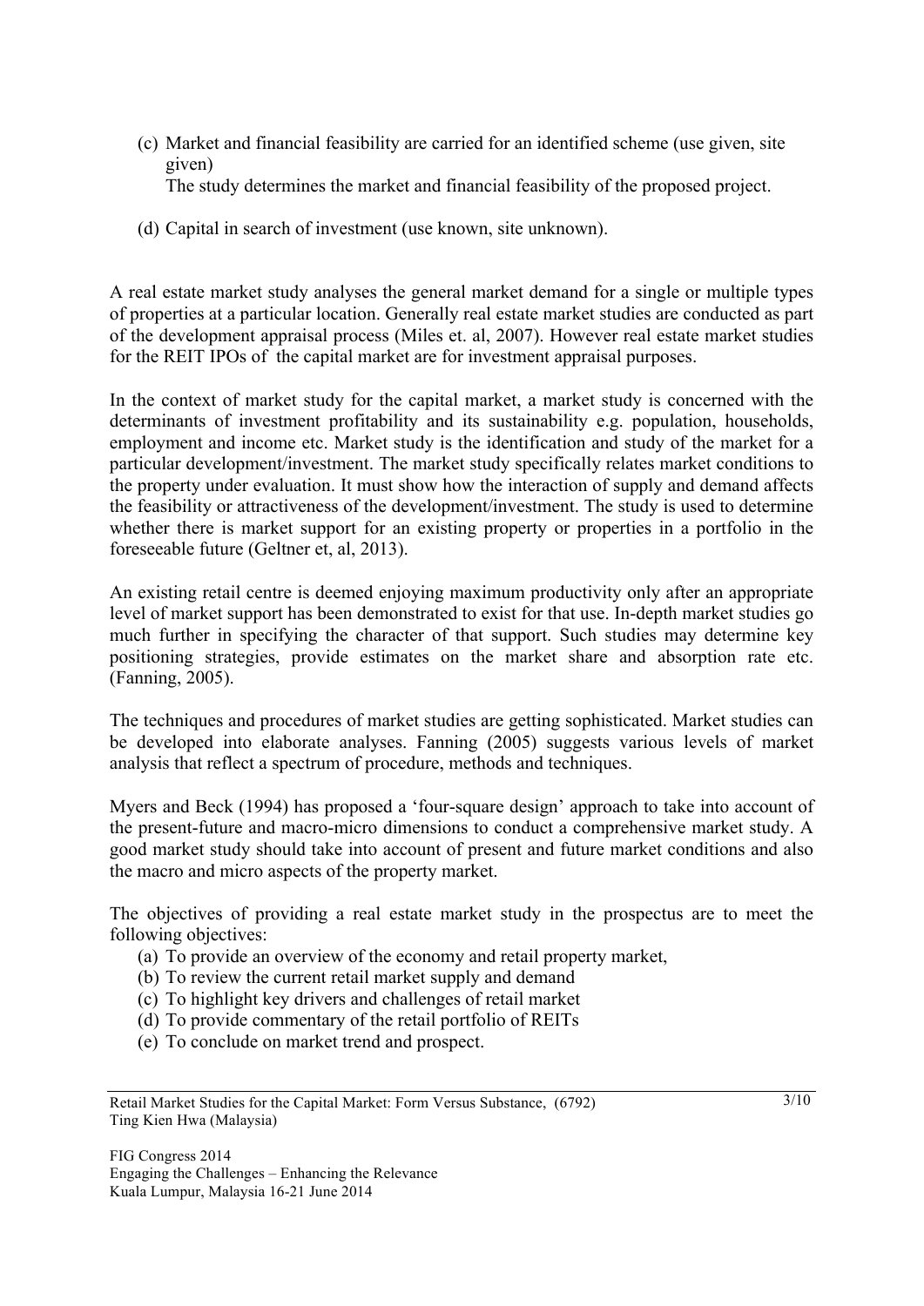(c) Market and financial feasibility are carried for an identified scheme (use given, site given)
    The study determines the market and financial feasibility of the proposed project.

(d) Capital in search of investment (use known, site unknown).

A real estate market study analyses the general market demand for a single or multiple types of properties at a particular location. Generally real estate market studies are conducted as part of the development appraisal process (Miles et. al, 2007). However real estate market studies for the REIT IPOs of the capital market are for investment appraisal purposes.

In the context of market study for the capital market, a market study is concerned with the determinants of investment profitability and its sustainability e.g. population, households, employment and income etc. Market study is the identification and study of the market for a particular development/investment. The market study specifically relates market conditions to the property under evaluation. It must show how the interaction of supply and demand affects the feasibility or attractiveness of the development/investment. The study is used to determine whether there is market support for an existing property or properties in a portfolio in the foreseeable future (Geltner et, al, 2013).

An existing retail centre is deemed enjoying maximum productivity only after an appropriate level of market support has been demonstrated to exist for that use. In-depth market studies go much further in specifying the character of that support. Such studies may determine key positioning strategies, provide estimates on the market share and absorption rate etc. (Fanning, 2005).

The techniques and procedures of market studies are getting sophisticated. Market studies can be developed into elaborate analyses. Fanning (2005) suggests various levels of market analysis that reflect a spectrum of procedure, methods and techniques.

Myers and Beck (1994) has proposed a 'four-square design' approach to take into account of the present-future and macro-micro dimensions to conduct a comprehensive market study. A good market study should take into account of present and future market conditions and also the macro and micro aspects of the property market.

The objectives of providing a real estate market study in the prospectus are to meet the following objectives:

(a) To provide an overview of the economy and retail property market,
(b) To review the current retail market supply and demand
(c) To highlight key drivers and challenges of retail market
(d) To provide commentary of the retail portfolio of REITs
(e) To conclude on market trend and prospect.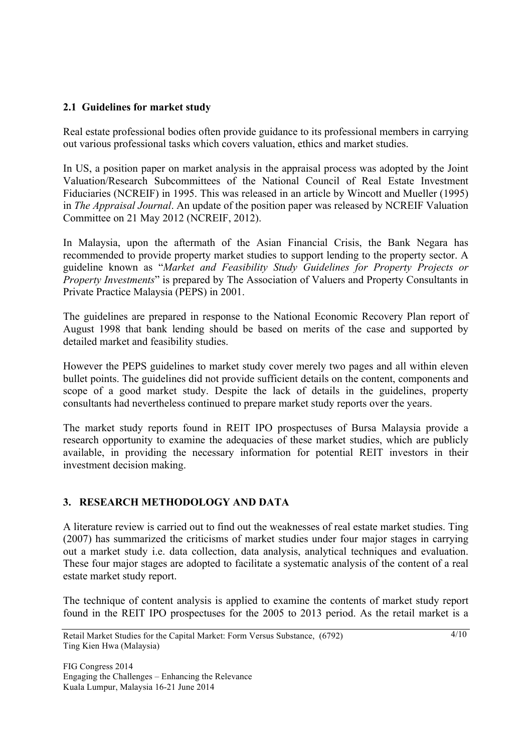### 2.1 Guidelines for market study

Real estate professional bodies often provide guidance to its professional members in carrying out various professional tasks which covers valuation, ethics and market studies.

In US, a position paper on market analysis in the appraisal process was adopted by the Joint Valuation/Research Subcommittees of the National Council of Real Estate Investment Fiduciaries (NCREIF) in 1995. This was released in an article by Wincott and Mueller (1995) in *The Appraisal Journal*. An update of the position paper was released by NCREIF Valuation Committee on 21 May 2012 (NCREIF, 2012).

In Malaysia, upon the aftermath of the Asian Financial Crisis, the Bank Negara has recommended to provide property market studies to support lending to the property sector. A guideline known as "*Market and Feasibility Study Guidelines for Property Projects or Property Investments*" is prepared by The Association of Valuers and Property Consultants in Private Practice Malaysia (PEPS) in 2001.

The guidelines are prepared in response to the National Economic Recovery Plan report of August 1998 that bank lending should be based on merits of the case and supported by detailed market and feasibility studies.

However the PEPS guidelines to market study cover merely two pages and all within eleven bullet points. The guidelines did not provide sufficient details on the content, components and scope of a good market study. Despite the lack of details in the guidelines, property consultants had nevertheless continued to prepare market study reports over the years.

The market study reports found in REIT IPO prospectuses of Bursa Malaysia provide a research opportunity to examine the adequacies of these market studies, which are publicly available, in providing the necessary information for potential REIT investors in their investment decision making.

## 3. RESEARCH METHODOLOGY AND DATA

A literature review is carried out to find out the weaknesses of real estate market studies. Ting (2007) has summarized the criticisms of market studies under four major stages in carrying out a market study i.e. data collection, data analysis, analytical techniques and evaluation. These four major stages are adopted to facilitate a systematic analysis of the content of a real estate market study report.

The technique of content analysis is applied to examine the contents of market study report found in the REIT IPO prospectuses for the 2005 to 2013 period. As the retail market is a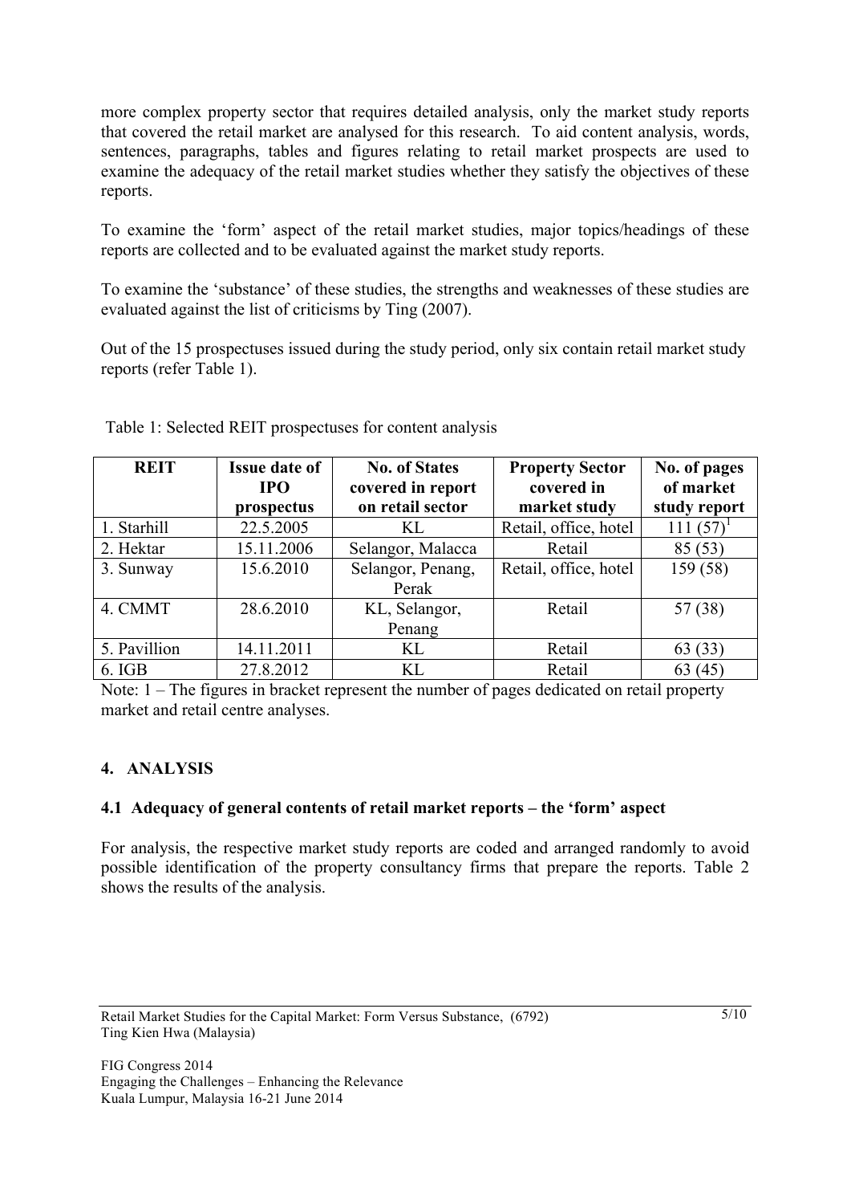more complex property sector that requires detailed analysis, only the market study reports that covered the retail market are analysed for this research. To aid content analysis, words, sentences, paragraphs, tables and figures relating to retail market prospects are used to examine the adequacy of the retail market studies whether they satisfy the objectives of these reports.

To examine the 'form' aspect of the retail market studies, major topics/headings of these reports are collected and to be evaluated against the market study reports.

To examine the 'substance' of these studies, the strengths and weaknesses of these studies are evaluated against the list of criticisms by Ting (2007).

Out of the 15 prospectuses issued during the study period, only six contain retail market study reports (refer Table 1).

Table 1: Selected REIT prospectuses for content analysis

| REIT | Issue date of IPO prospectus | No. of States covered in report on retail sector | Property Sector covered in market study | No. of pages of market study report |
|---|---|---|---|---|
| 1. Starhill | 22.5.2005 | KL | Retail, office, hotel | 111 (57)[1] |
| 2. Hektar | 15.11.2006 | Selangor, Malacca | Retail | 85 (53) |
| 3. Sunway | 15.6.2010 | Selangor, Penang, Perak | Retail, office, hotel | 159 (58) |
| 4. CMMT | 28.6.2010 | KL, Selangor, Penang | Retail | 57 (38) |
| 5. Pavillion | 14.11.2011 | KL | Retail | 63 (33) |
| 6. IGB | 27.8.2012 | KL | Retail | 63 (45) |

Note: 1 – The figures in bracket represent the number of pages dedicated on retail property market and retail centre analyses.

## 4. ANALYSIS

### 4.1 Adequacy of general contents of retail market reports – the 'form' aspect

For analysis, the respective market study reports are coded and arranged randomly to avoid possible identification of the property consultancy firms that prepare the reports. Table 2 shows the results of the analysis.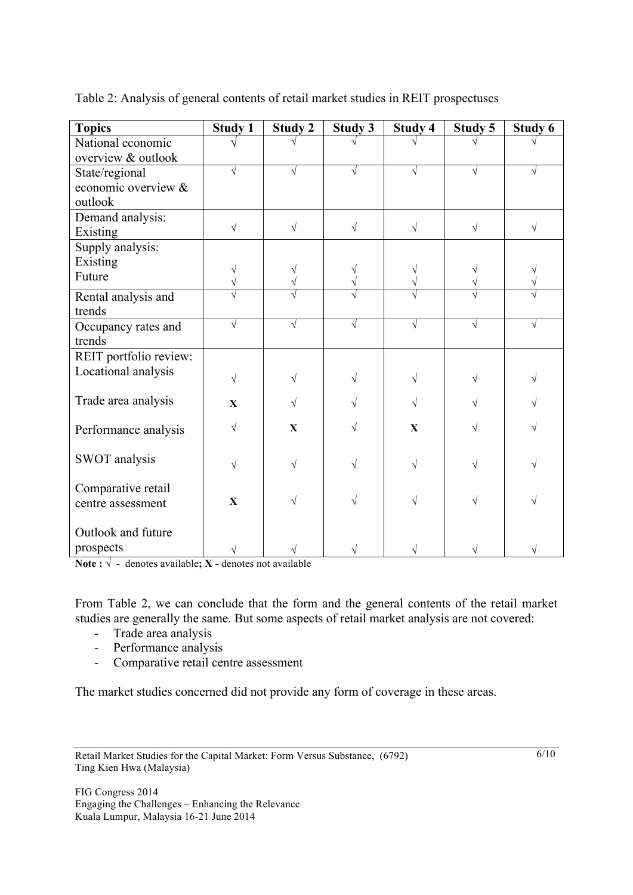Table 2: Analysis of general contents of retail market studies in REIT prospectuses

| Topics | Study 1 | Study 2 | Study 3 | Study 4 | Study 5 | Study 6 |
|---|---|---|---|---|---|---|
| National economic overview & outlook | √ | √ | √ | √ | √ | √ |
| State/regional economic overview & outlook | √ | √ | √ | √ | √ | √ |
| Demand analysis: Existing | √ | √ | √ | √ | √ | √ |
| Supply analysis: | | | | | | |
| Existing | √ | √ | √ | √ | √ | √ |
| Future | √ | √ | √ | √ | √ | √ |
| Rental analysis and trends | √ | √ | √ | √ | √ | √ |
| Occupancy rates and trends | √ | √ | √ | √ | √ | √ |
| REIT portfolio review: | | | | | | |
| Locational analysis | √ | √ | √ | √ | √ | √ |
| Trade area analysis | **X** | √ | √ | √ | √ | √ |
| Performance analysis | √ | **X** | √ | **X** | √ | √ |
| SWOT analysis | √ | √ | √ | √ | √ | √ |
| Comparative retail centre assessment | **X** | √ | √ | √ | √ | √ |
| Outlook and future prospects | √ | √ | √ | √ | √ | √ |

**Note :** √ **-** denotes available**; X -** denotes not available

From Table 2, we can conclude that the form and the general contents of the retail market studies are generally the same. But some aspects of retail market analysis are not covered:

- Trade area analysis
- Performance analysis
- Comparative retail centre assessment

The market studies concerned did not provide any form of coverage in these areas.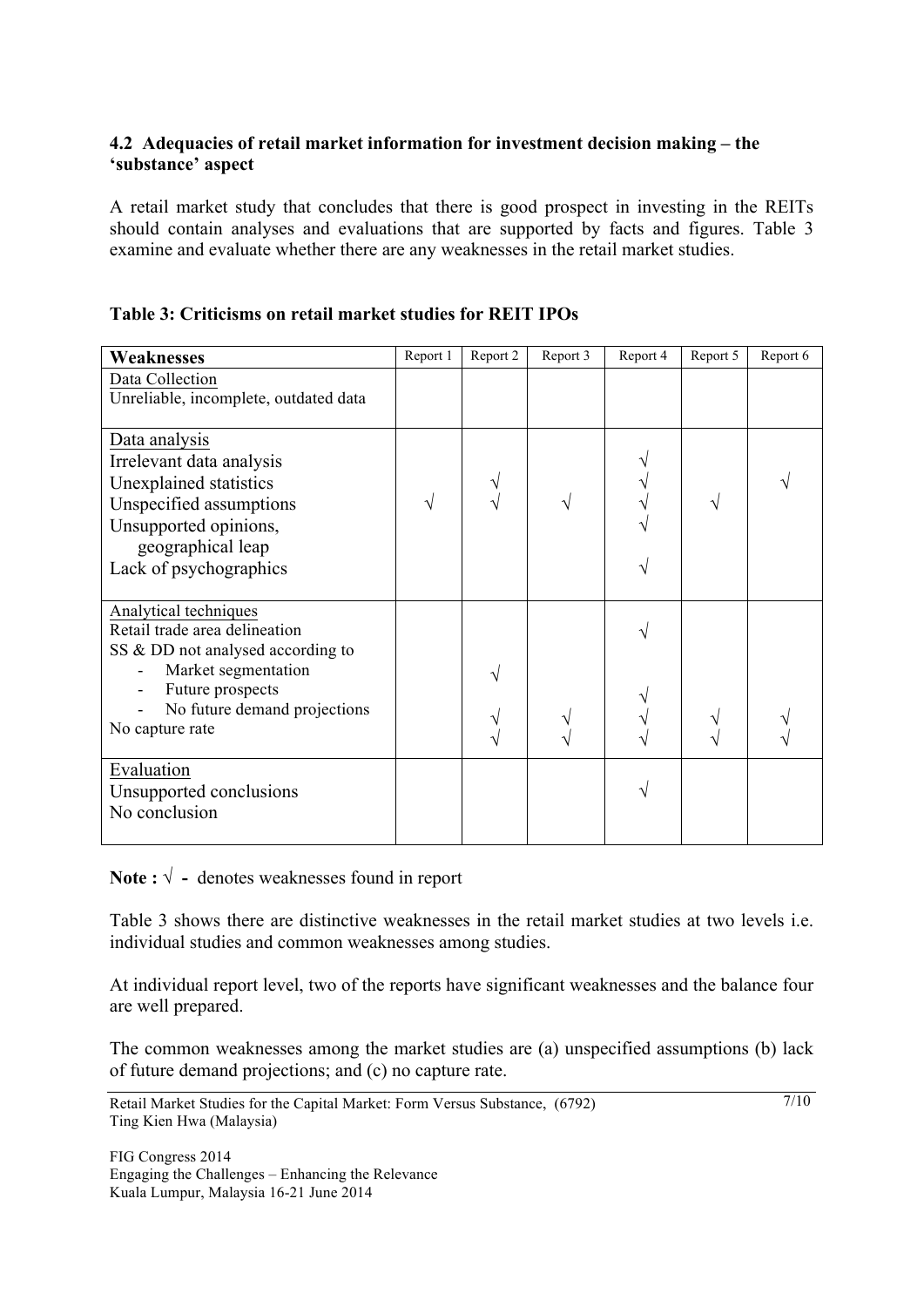### 4.2 Adequacies of retail market information for investment decision making – the 'substance' aspect

A retail market study that concludes that there is good prospect in investing in the REITs should contain analyses and evaluations that are supported by facts and figures. Table 3 examine and evaluate whether there are any weaknesses in the retail market studies.

**Table 3: Criticisms on retail market studies for REIT IPOs**

| Weaknesses | Report 1 | Report 2 | Report 3 | Report 4 | Report 5 | Report 6 |
|---|---|---|---|---|---|---|
| Data Collection | | | | | | |
| Unreliable, incomplete, outdated data | | | | | | |
| Data analysis | | | | | | |
| Irrelevant data analysis | | | | √ | | |
| Unexplained statistics | | √ | | √ | | √ |
| Unspecified assumptions | √ | √ | √ | √ | √ | |
| Unsupported opinions, geographical leap | | | | √ | | |
| Lack of psychographics | | | | √ | | |
| Analytical techniques | | | | | | |
| Retail trade area delineation | | | | √ | | |
| SS & DD not analysed according to | | | | | | |
| - Market segmentation | | √ | | | | |
| - Future prospects | | | | √ | | |
| - No future demand projections | | √ | √ | √ | √ | √ |
| No capture rate | | √ | √ | √ | √ | √ |
| Evaluation | | | | | | |
| Unsupported conclusions | | | | √ | | |
| No conclusion | | | | | | |

**Note :** √ **-** denotes weaknesses found in report

Table 3 shows there are distinctive weaknesses in the retail market studies at two levels i.e. individual studies and common weaknesses among studies.

At individual report level, two of the reports have significant weaknesses and the balance four are well prepared.

The common weaknesses among the market studies are (a) unspecified assumptions (b) lack of future demand projections; and (c) no capture rate.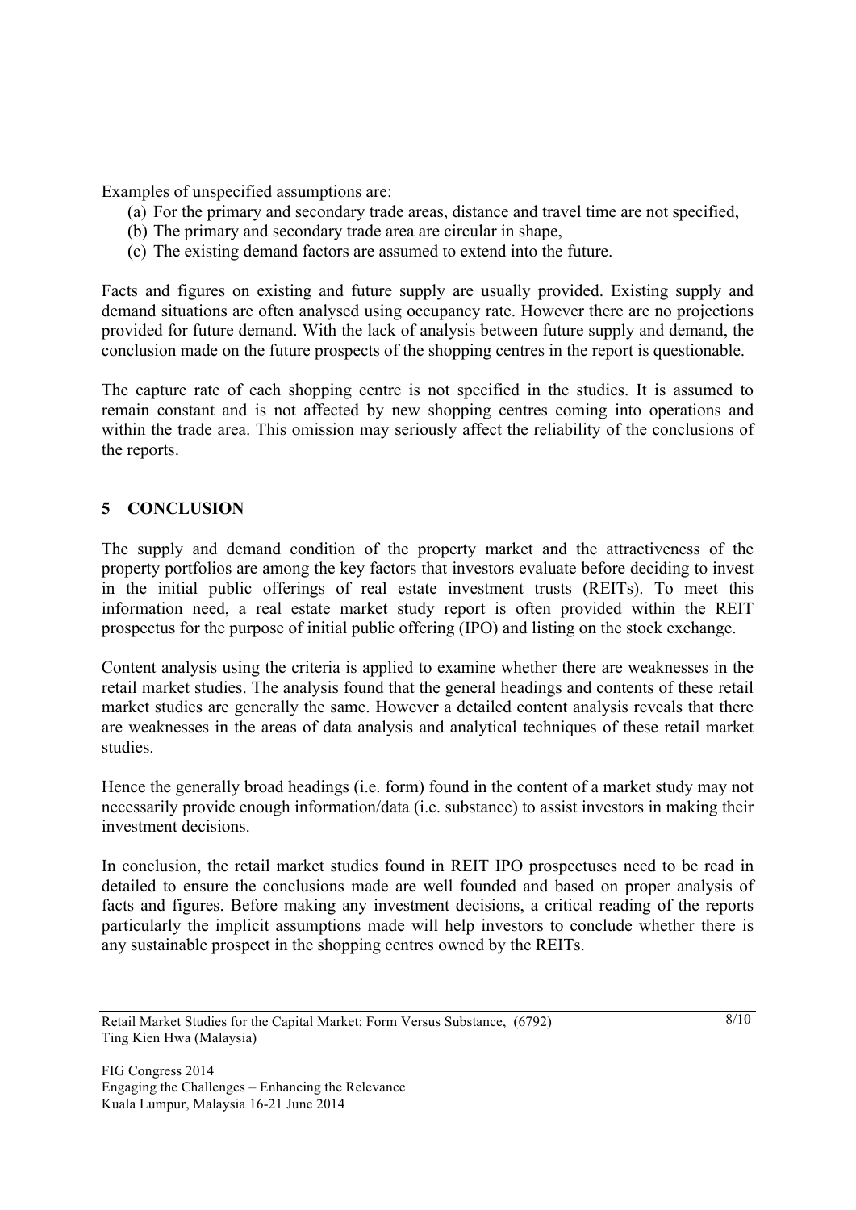Examples of unspecified assumptions are:

(a) For the primary and secondary trade areas, distance and travel time are not specified,
(b) The primary and secondary trade area are circular in shape,
(c) The existing demand factors are assumed to extend into the future.

Facts and figures on existing and future supply are usually provided. Existing supply and demand situations are often analysed using occupancy rate. However there are no projections provided for future demand. With the lack of analysis between future supply and demand, the conclusion made on the future prospects of the shopping centres in the report is questionable.

The capture rate of each shopping centre is not specified in the studies. It is assumed to remain constant and is not affected by new shopping centres coming into operations and within the trade area. This omission may seriously affect the reliability of the conclusions of the reports.

## 5 CONCLUSION

The supply and demand condition of the property market and the attractiveness of the property portfolios are among the key factors that investors evaluate before deciding to invest in the initial public offerings of real estate investment trusts (REITs). To meet this information need, a real estate market study report is often provided within the REIT prospectus for the purpose of initial public offering (IPO) and listing on the stock exchange.

Content analysis using the criteria is applied to examine whether there are weaknesses in the retail market studies. The analysis found that the general headings and contents of these retail market studies are generally the same. However a detailed content analysis reveals that there are weaknesses in the areas of data analysis and analytical techniques of these retail market studies.

Hence the generally broad headings (i.e. form) found in the content of a market study may not necessarily provide enough information/data (i.e. substance) to assist investors in making their investment decisions.

In conclusion, the retail market studies found in REIT IPO prospectuses need to be read in detailed to ensure the conclusions made are well founded and based on proper analysis of facts and figures. Before making any investment decisions, a critical reading of the reports particularly the implicit assumptions made will help investors to conclude whether there is any sustainable prospect in the shopping centres owned by the REITs.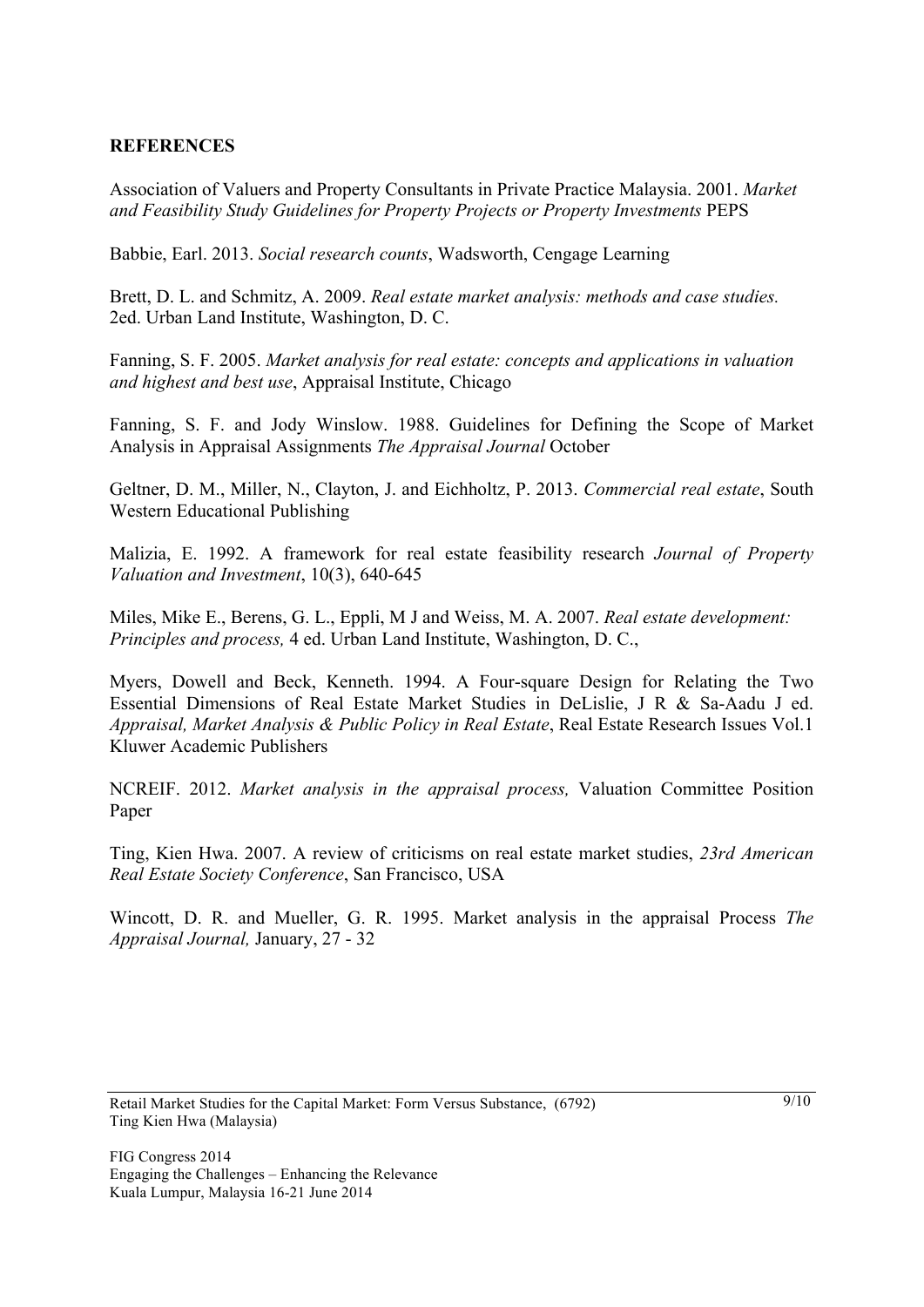## REFERENCES

Association of Valuers and Property Consultants in Private Practice Malaysia. 2001. *Market and Feasibility Study Guidelines for Property Projects or Property Investments* PEPS

Babbie, Earl. 2013. *Social research counts*, Wadsworth, Cengage Learning

Brett, D. L. and Schmitz, A. 2009. *Real estate market analysis: methods and case studies.* 2ed. Urban Land Institute, Washington, D. C.

Fanning, S. F. 2005. *Market analysis for real estate: concepts and applications in valuation and highest and best use*, Appraisal Institute, Chicago

Fanning, S. F. and Jody Winslow. 1988. Guidelines for Defining the Scope of Market Analysis in Appraisal Assignments *The Appraisal Journal* October

Geltner, D. M., Miller, N., Clayton, J. and Eichholtz, P. 2013. *Commercial real estate*, South Western Educational Publishing

Malizia, E. 1992. A framework for real estate feasibility research *Journal of Property Valuation and Investment*, 10(3), 640-645

Miles, Mike E., Berens, G. L., Eppli, M J and Weiss, M. A. 2007. *Real estate development: Principles and process,* 4 ed. Urban Land Institute, Washington, D. C.,

Myers, Dowell and Beck, Kenneth. 1994. A Four-square Design for Relating the Two Essential Dimensions of Real Estate Market Studies in DeLislie, J R & Sa-Aadu J ed. *Appraisal, Market Analysis & Public Policy in Real Estate*, Real Estate Research Issues Vol.1 Kluwer Academic Publishers

NCREIF. 2012. *Market analysis in the appraisal process,* Valuation Committee Position Paper

Ting, Kien Hwa. 2007. A review of criticisms on real estate market studies, *23rd American Real Estate Society Conference*, San Francisco, USA

Wincott, D. R. and Mueller, G. R. 1995. Market analysis in the appraisal Process *The Appraisal Journal,* January, 27 - 32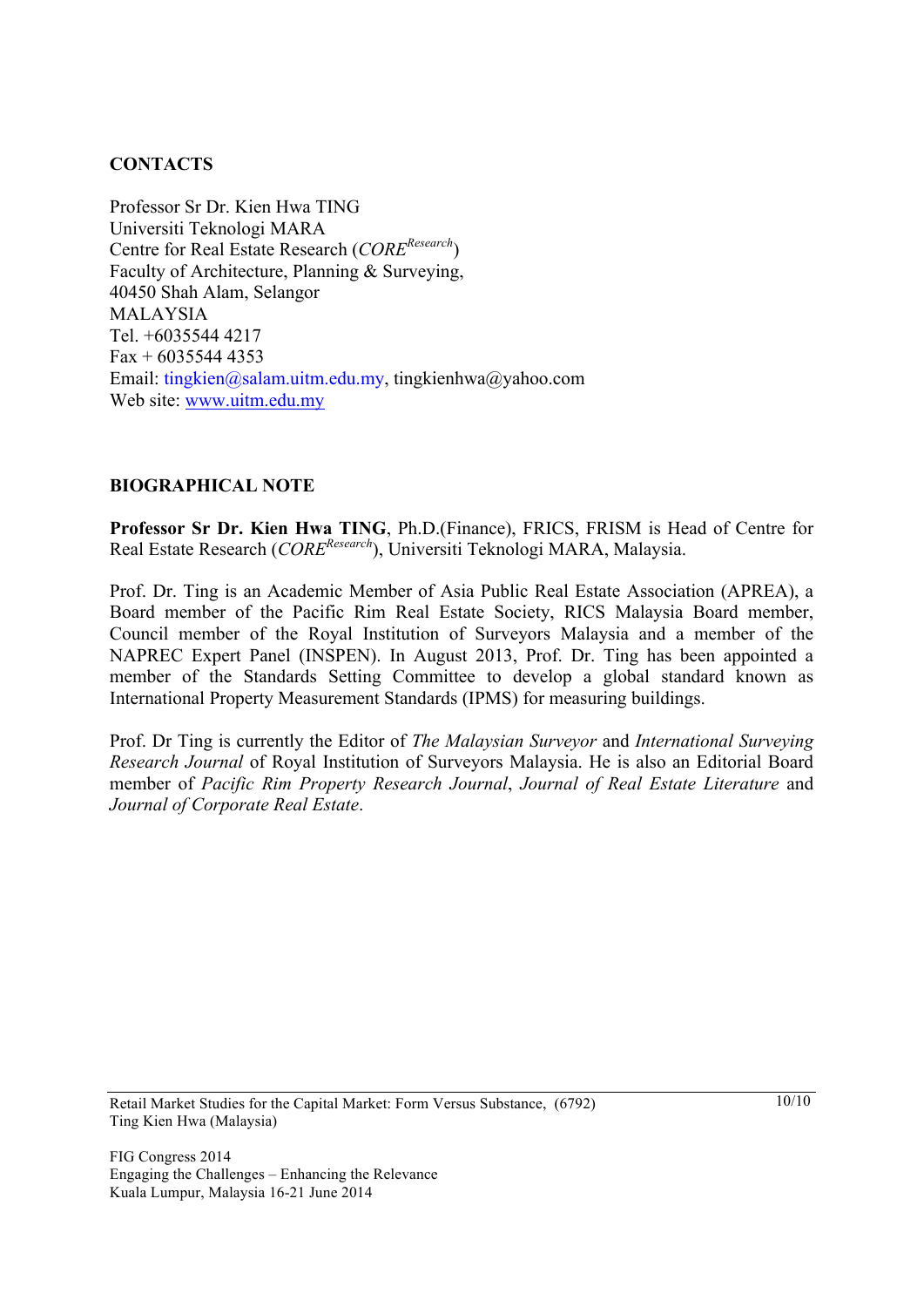## CONTACTS

Professor Sr Dr. Kien Hwa TING
Universiti Teknologi MARA
Centre for Real Estate Research (*CORE*[Research])
Faculty of Architecture, Planning & Surveying,
40450 Shah Alam, Selangor
MALAYSIA
Tel. +6035544 4217
Fax + 6035544 4353
Email: tingkien@salam.uitm.edu.my, tingkienhwa@yahoo.com
Web site: www.uitm.edu.my

## BIOGRAPHICAL NOTE

**Professor Sr Dr. Kien Hwa TING**, Ph.D.(Finance), FRICS, FRISM is Head of Centre for Real Estate Research (*CORE*[Research]), Universiti Teknologi MARA, Malaysia.

Prof. Dr. Ting is an Academic Member of Asia Public Real Estate Association (APREA), a Board member of the Pacific Rim Real Estate Society, RICS Malaysia Board member, Council member of the Royal Institution of Surveyors Malaysia and a member of the NAPREC Expert Panel (INSPEN). In August 2013, Prof. Dr. Ting has been appointed a member of the Standards Setting Committee to develop a global standard known as International Property Measurement Standards (IPMS) for measuring buildings.

Prof. Dr Ting is currently the Editor of *The Malaysian Surveyor* and *International Surveying Research Journal* of Royal Institution of Surveyors Malaysia. He is also an Editorial Board member of *Pacific Rim Property Research Journal*, *Journal of Real Estate Literature* and *Journal of Corporate Real Estate*.